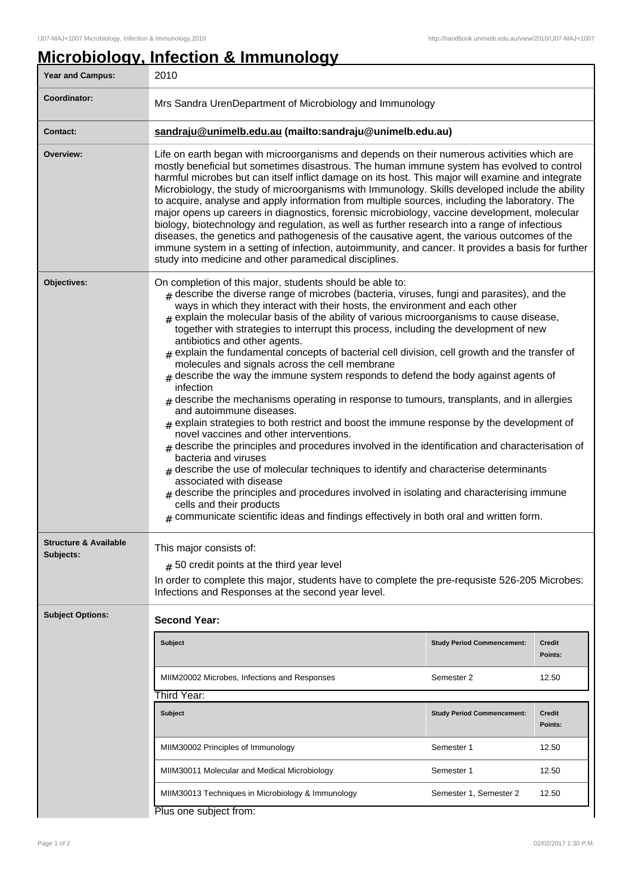# Microbiology, Infection & Immunology

| | |
|---|---|
| **Year and Campus:** | 2010 |
| **Coordinator:** | Mrs Sandra UrenDepartment of Microbiology and Immunology |
| **Contact:** | **sandraju@unimelb.edu.au (mailto:sandraju@unimelb.edu.au)** |
| **Overview:** | Life on earth began with microorganisms and depends on their numerous activities which are mostly beneficial but sometimes disastrous. The human immune system has evolved to control harmful microbes but can itself inflict damage on its host. This major will examine and integrate Microbiology, the study of microorganisms with Immunology. Skills developed include the ability to acquire, analyse and apply information from multiple sources, including the laboratory. The major opens up careers in diagnostics, forensic microbiology, vaccine development, molecular biology, biotechnology and regulation, as well as further research into a range of infectious diseases, the genetics and pathogenesis of the causative agent, the various outcomes of the immune system in a setting of infection, autoimmunity, and cancer. It provides a basis for further study into medicine and other paramedical disciplines. |
| **Objectives:** | On completion of this major, students should be able to: <br># describe the diverse range of microbes (bacteria, viruses, fungi and parasites), and the ways in which they interact with their hosts, the environment and each other <br># explain the molecular basis of the ability of various microorganisms to cause disease, together with strategies to interrupt this process, including the development of new antibiotics and other agents. <br># explain the fundamental concepts of bacterial cell division, cell growth and the transfer of molecules and signals across the cell membrane <br># describe the way the immune system responds to defend the body against agents of infection <br># describe the mechanisms operating in response to tumours, transplants, and in allergies and autoimmune diseases. <br># explain strategies to both restrict and boost the immune response by the development of novel vaccines and other interventions. <br># describe the principles and procedures involved in the identification and characterisation of bacteria and viruses <br># describe the use of molecular techniques to identify and characterise determinants associated with disease <br># describe the principles and procedures involved in isolating and characterising immune cells and their products <br># communicate scientific ideas and findings effectively in both oral and written form. |
| **Structure & Available Subjects:** | This major consists of: <br># 50 credit points at the third year level <br>In order to complete this major, students have to complete the pre-requsiste 526-205 Microbes: Infections and Responses at the second year level. |
| **Subject Options:** | See below |

**Second Year:**

| Subject | Study Period Commencement: | Credit Points: |
|---|---|---|
| MIIM20002 Microbes, Infections and Responses | Semester 2 | 12.50 |

Third Year:

| Subject | Study Period Commencement: | Credit Points: |
|---|---|---|
| MIIM30002 Principles of Immunology | Semester 1 | 12.50 |
| MIIM30011 Molecular and Medical Microbiology | Semester 1 | 12.50 |
| MIIM30013 Techniques in Microbiology & Immunology | Semester 1, Semester 2 | 12.50 |

Plus one subject from: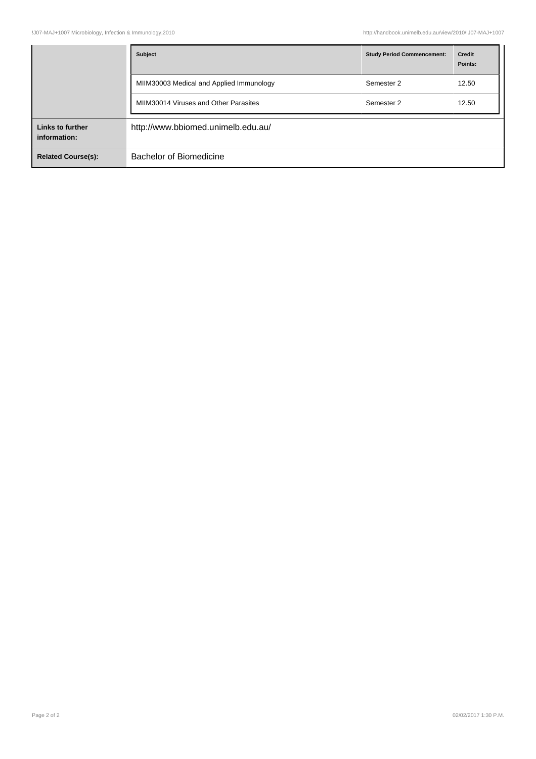| | | | |
|---|---|---|---|
| | **Subject** | **Study Period Commencement:** | **Credit Points:** |
| | MIIM30003 Medical and Applied Immunology | Semester 2 | 12.50 |
| | MIIM30014 Viruses and Other Parasites | Semester 2 | 12.50 |
| **Links to further information:** | http://www.bbiomed.unimelb.edu.au/ | | |
| **Related Course(s):** | Bachelor of Biomedicine | | |